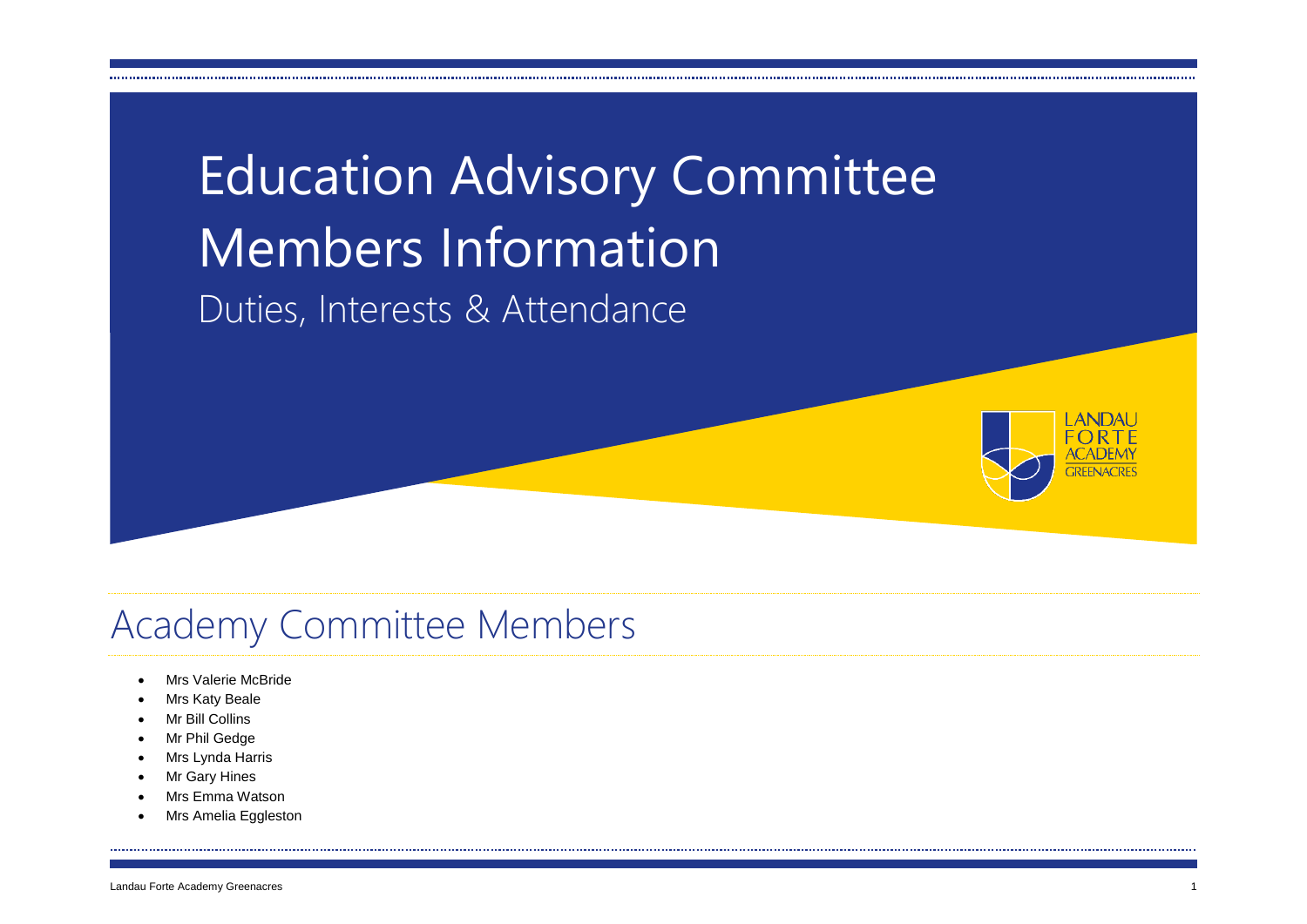# Education Advisory Committee Members Information

Duties, Interests & Attendance

## Academy Committee Members

- Mrs Valerie McBride
- Mrs Katy Beale
- Mr Bill Collins
- Mr Phil Gedge
- Mrs Lynda Harris
- Mr Gary Hines
- Mrs Emma Watson
- Mrs Amelia Eggleston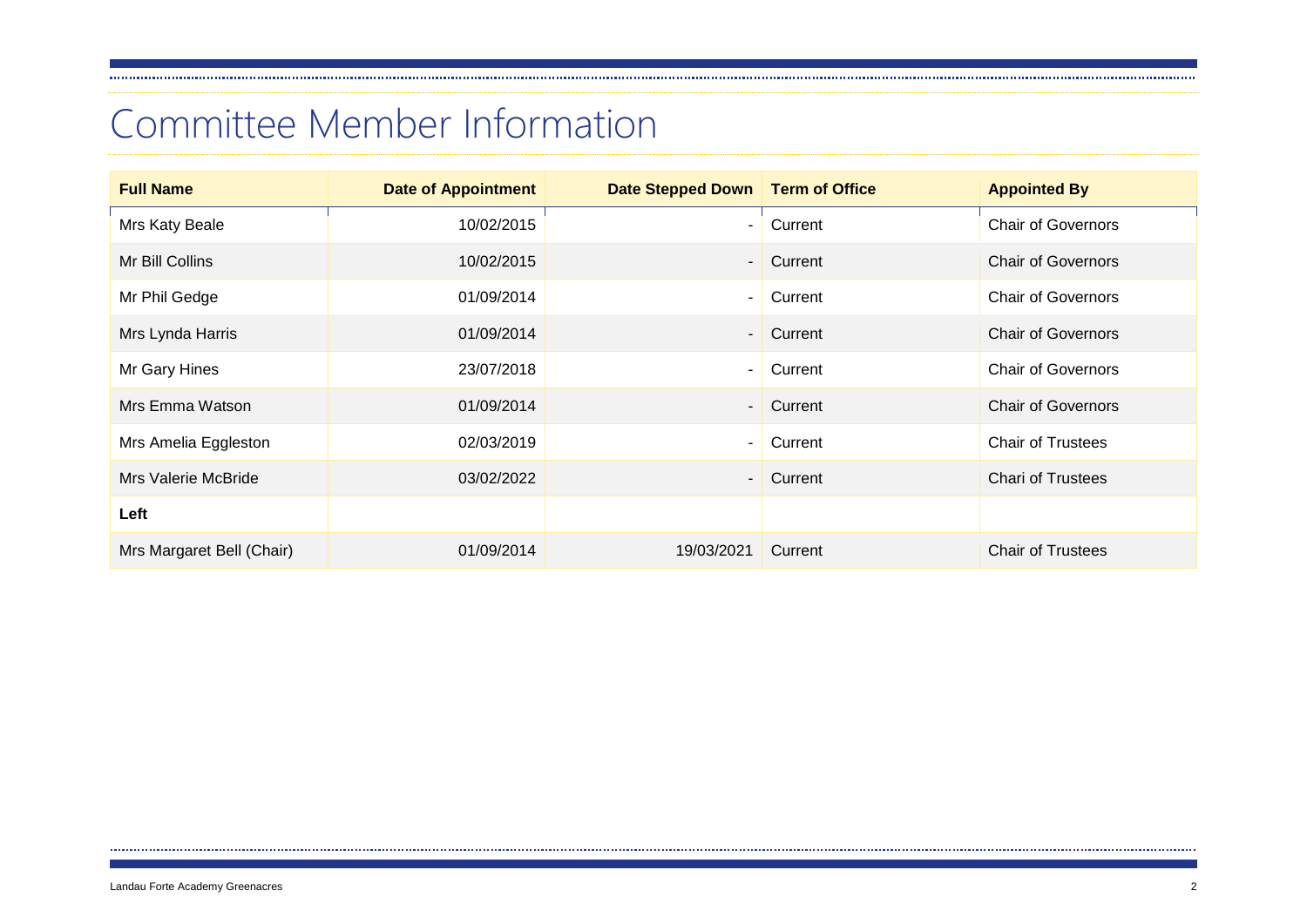# Committee Member Information

| Full Name | Date of Appointment | Date Stepped Down | Term of Office | Appointed By |
|---|---|---|---|---|
| Mrs Katy Beale | 10/02/2015 | - | Current | Chair of Governors |
| Mr Bill Collins | 10/02/2015 | - | Current | Chair of Governors |
| Mr Phil Gedge | 01/09/2014 | - | Current | Chair of Governors |
| Mrs Lynda Harris | 01/09/2014 | - | Current | Chair of Governors |
| Mr Gary Hines | 23/07/2018 | - | Current | Chair of Governors |
| Mrs Emma Watson | 01/09/2014 | - | Current | Chair of Governors |
| Mrs Amelia Eggleston | 02/03/2019 | - | Current | Chair of Trustees |
| Mrs Valerie McBride | 03/02/2022 | - | Current | Chari of Trustees |
| **Left** | | | | |
| Mrs Margaret Bell (Chair) | 01/09/2014 | 19/03/2021 | Current | Chair of Trustees |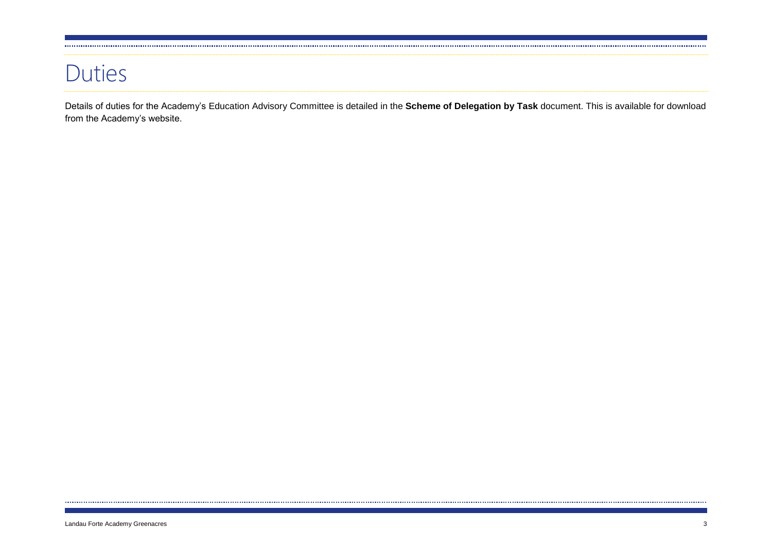# Duties

Details of duties for the Academy's Education Advisory Committee is detailed in the **Scheme of Delegation by Task** document. This is available for download from the Academy's website.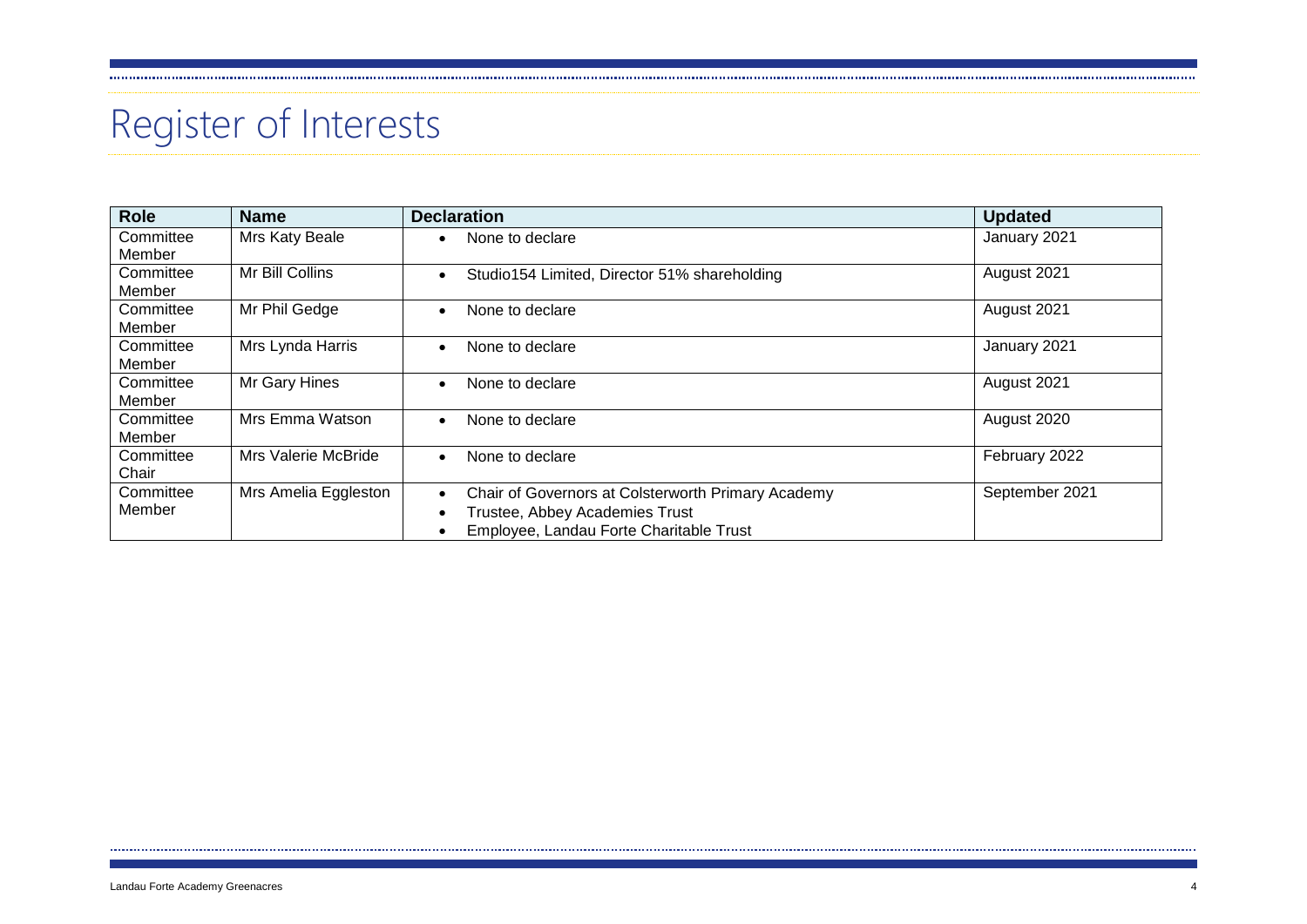# Register of Interests

| Role | Name | Declaration | Updated |
|---|---|---|---|
| Committee Member | Mrs Katy Beale | • None to declare | January 2021 |
| Committee Member | Mr Bill Collins | • Studio154 Limited, Director 51% shareholding | August 2021 |
| Committee Member | Mr Phil Gedge | • None to declare | August 2021 |
| Committee Member | Mrs Lynda Harris | • None to declare | January 2021 |
| Committee Member | Mr Gary Hines | • None to declare | August 2021 |
| Committee Member | Mrs Emma Watson | • None to declare | August 2020 |
| Committee Chair | Mrs Valerie McBride | • None to declare | February 2022 |
| Committee Member | Mrs Amelia Eggleston | • Chair of Governors at Colsterworth Primary Academy<br>• Trustee, Abbey Academies Trust<br>• Employee, Landau Forte Charitable Trust | September 2021 |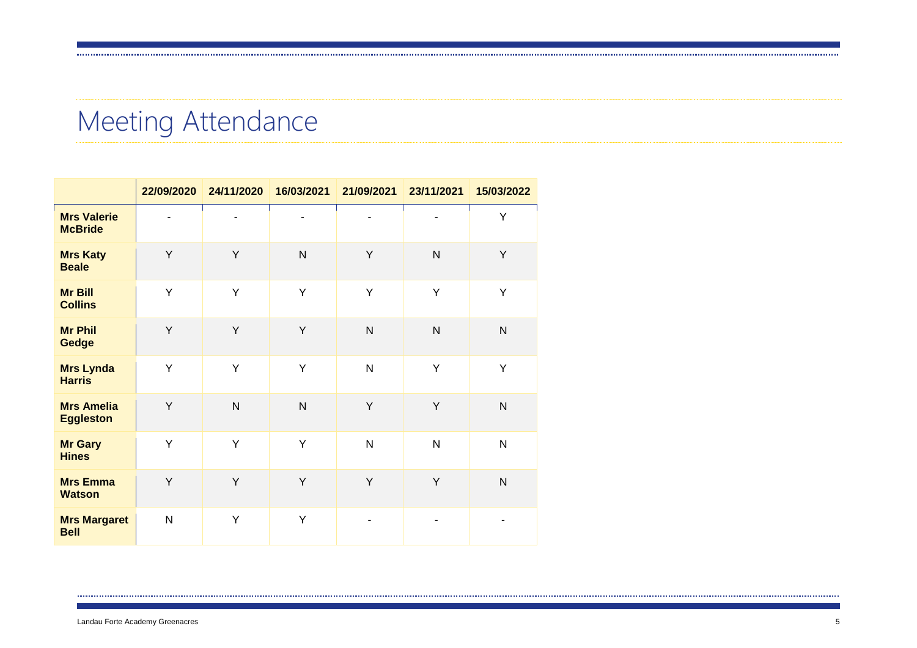# Meeting Attendance

| | 22/09/2020 | 24/11/2020 | 16/03/2021 | 21/09/2021 | 23/11/2021 | 15/03/2022 |
|---|---|---|---|---|---|---|
| **Mrs Valerie McBride** | - | - | - | - | - | Y |
| **Mrs Katy Beale** | Y | Y | N | Y | N | Y |
| **Mr Bill Collins** | Y | Y | Y | Y | Y | Y |
| **Mr Phil Gedge** | Y | Y | Y | N | N | N |
| **Mrs Lynda Harris** | Y | Y | Y | N | Y | Y |
| **Mrs Amelia Eggleston** | Y | N | N | Y | Y | N |
| **Mr Gary Hines** | Y | Y | Y | N | N | N |
| **Mrs Emma Watson** | Y | Y | Y | Y | Y | N |
| **Mrs Margaret Bell** | N | Y | Y | - | - | - |

Landau Forte Academy Greenacres